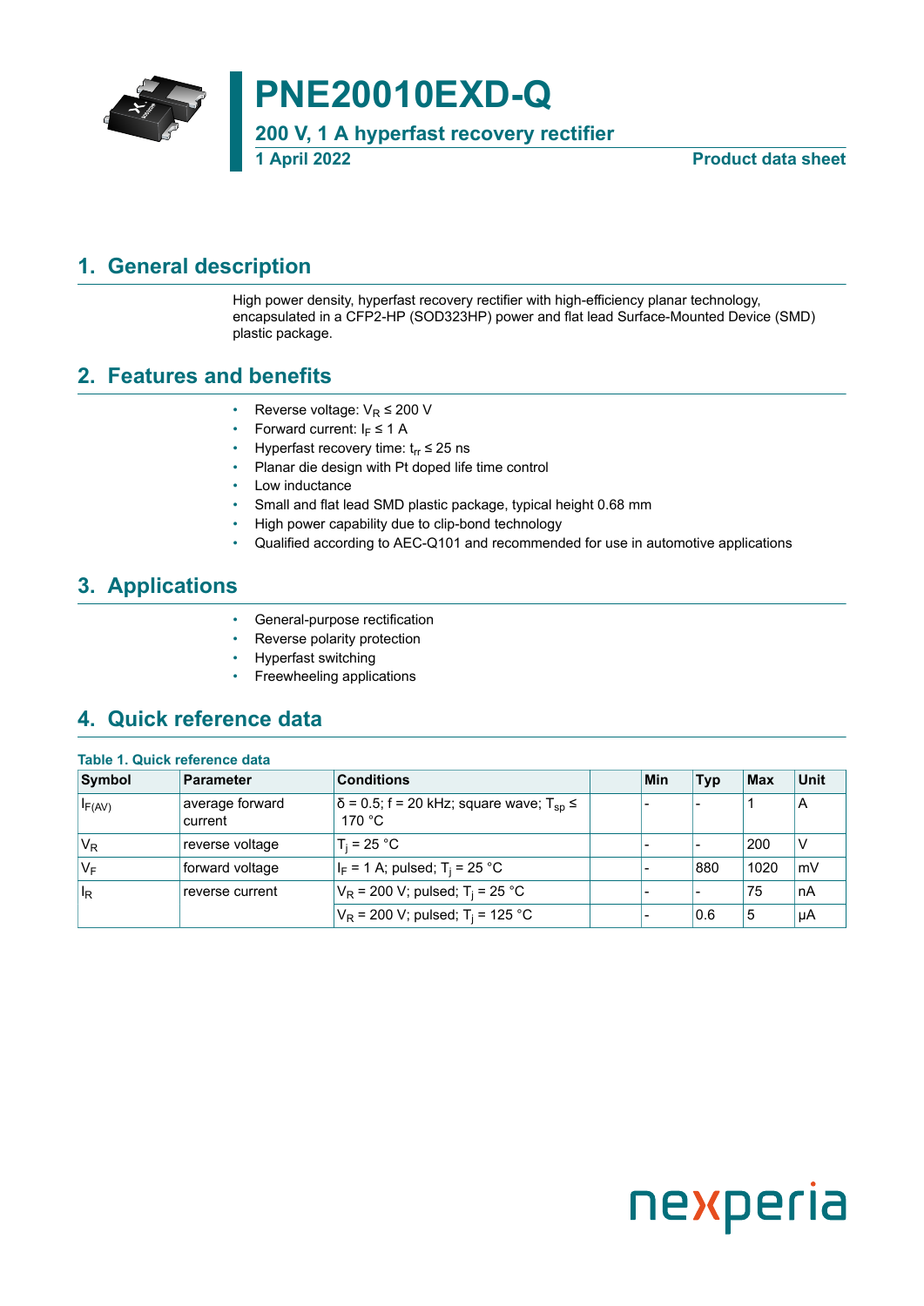# PNE20010EXD-Q

## 200 V, 1 A hyperfast recovery rectifier

**1 April 2022** **Product data sheet**

## 1. General description

High power density, hyperfast recovery rectifier with high-efficiency planar technology, encapsulated in a CFP2-HP (SOD323HP) power and flat lead Surface-Mounted Device (SMD) plastic package.

## 2. Features and benefits

- Reverse voltage: $V_R \leq 200$ V
- Forward current: $I_F \leq 1$ A
- Hyperfast recovery time: $t_{rr} \leq 25$ ns
- Planar die design with Pt doped life time control
- Low inductance
- Small and flat lead SMD plastic package, typical height 0.68 mm
- High power capability due to clip-bond technology
- Qualified according to AEC-Q101 and recommended for use in automotive applications

## 3. Applications

- General-purpose rectification
- Reverse polarity protection
- Hyperfast switching
- Freewheeling applications

## 4. Quick reference data

**Table 1. Quick reference data**

| Symbol | Parameter | Conditions | | Min | Typ | Max | Unit |
|---|---|---|---|---|---|---|---|
| $I_{F(AV)}$ | average forward current | $\delta = 0.5$; f = 20 kHz; square wave; $T_{sp} \leq$ 170 °C | | - | - | 1 | A |
| $V_R$ | reverse voltage | $T_j = 25$ °C | | - | - | 200 | V |
| $V_F$ | forward voltage | $I_F = 1$ A; pulsed; $T_j = 25$ °C | | - | 880 | 1020 | mV |
| $I_R$ | reverse current | $V_R = 200$ V; pulsed; $T_j = 25$ °C | | - | - | 75 | nA |
| | | $V_R = 200$ V; pulsed; $T_j = 125$ °C | | - | 0.6 | 5 | µA |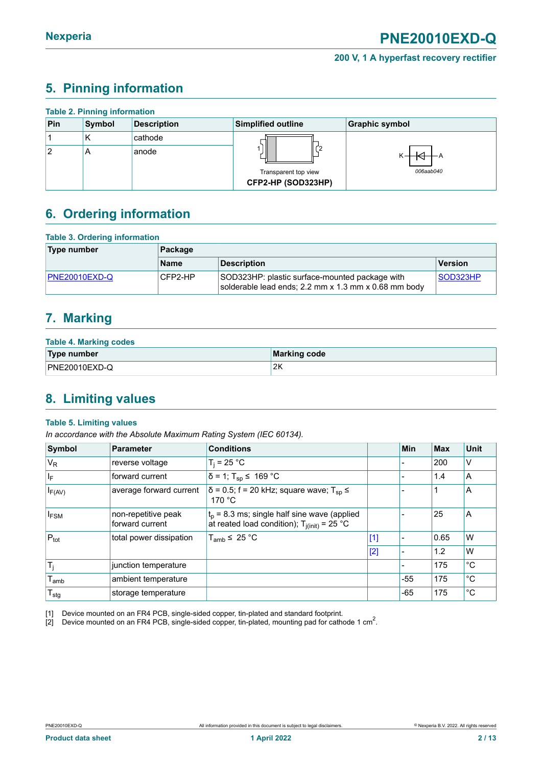## 5. Pinning information

**Table 2. Pinning information**

| Pin | Symbol | Description | Simplified outline | Graphic symbol |
|---|---|---|---|---|
| 1 | K | cathode | Transparent top view<br>**CFP2-HP (SOD323HP)** | 006aab040 |
| 2 | A | anode | | |

## 6. Ordering information

**Table 3. Ordering information**

| Type number | Package | | |
|---|---|---|---|
| | Name | Description | Version |
| PNE20010EXD-Q | CFP2-HP | SOD323HP: plastic surface-mounted package with solderable lead ends; 2.2 mm x 1.3 mm x 0.68 mm body | SOD323HP |

## 7. Marking

**Table 4. Marking codes**

| Type number | Marking code |
|---|---|
| PNE20010EXD-Q | 2K |

## 8. Limiting values

**Table 5. Limiting values**

*In accordance with the Absolute Maximum Rating System (IEC 60134).*

| Symbol | Parameter | Conditions | | Min | Max | Unit |
|---|---|---|---|---|---|---|
| $V_R$ | reverse voltage | $T_j$ = 25 °C | | - | 200 | V |
| $I_F$ | forward current | δ = 1; $T_{sp}$ ≤ 169 °C | | - | 1.4 | A |
| $I_{F(AV)}$ | average forward current | δ = 0.5; f = 20 kHz; square wave; $T_{sp}$ ≤ 170 °C | | - | 1 | A |
| $I_{FSM}$ | non-repetitive peak forward current | $t_p$ = 8.3 ms; single half sine wave (applied at reated load condition); $T_{j(init)}$ = 25 °C | | - | 25 | A |
| $P_{tot}$ | total power dissipation | $T_{amb}$ ≤ 25 °C | [1] | - | 0.65 | W |
| | | | [2] | - | 1.2 | W |
| $T_j$ | junction temperature | | | - | 175 | °C |
| $T_{amb}$ | ambient temperature | | | -55 | 175 | °C |
| $T_{stg}$ | storage temperature | | | -65 | 175 | °C |

[1] Device mounted on an FR4 PCB, single-sided copper, tin-plated and standard footprint.
[2] Device mounted on an FR4 PCB, single-sided copper, tin-plated, mounting pad for cathode 1 $cm^2$.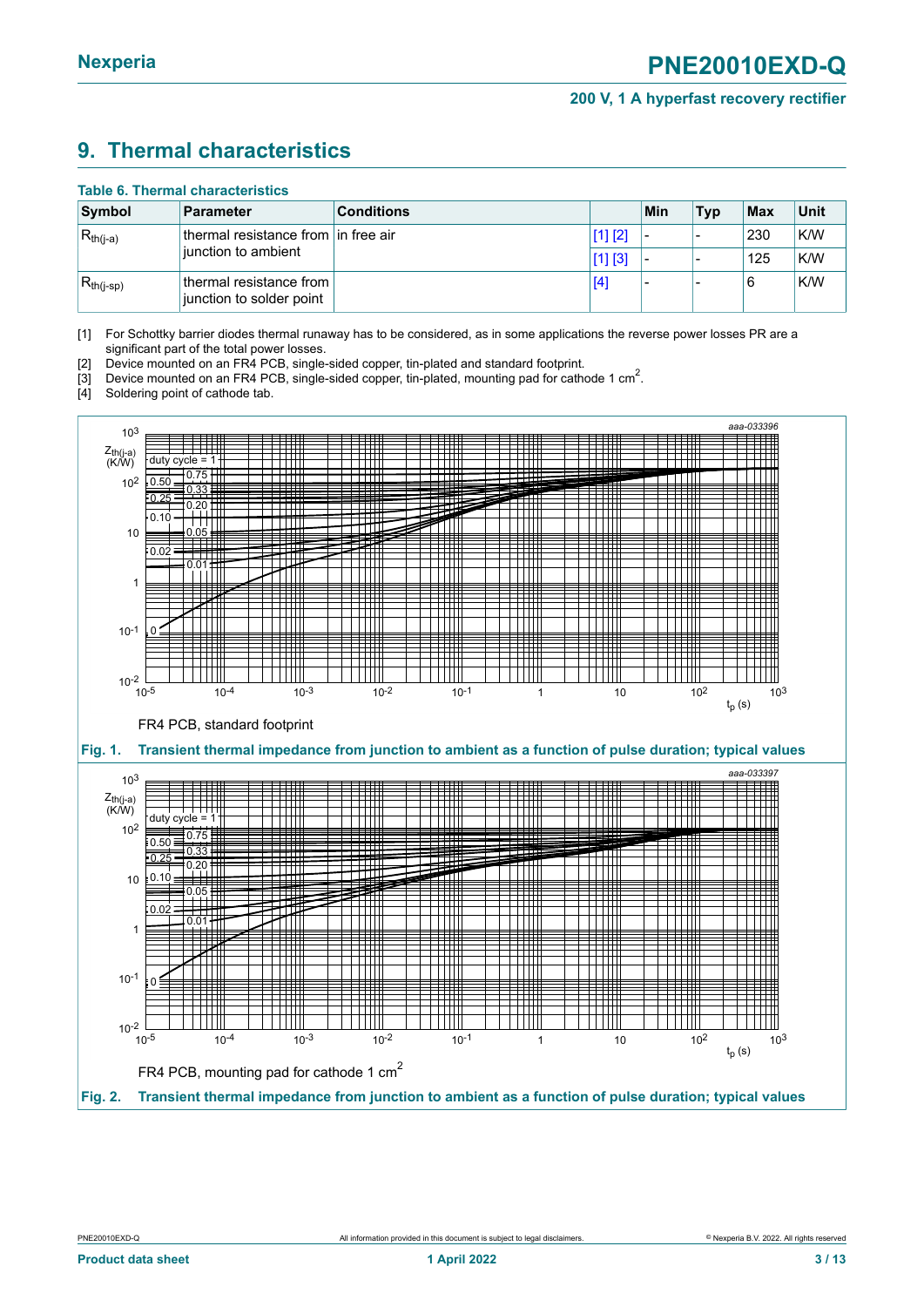## 9. Thermal characteristics

**Table 6. Thermal characteristics**

| Symbol | Parameter | Conditions | | Min | Typ | Max | Unit |
|---|---|---|---|---|---|---|---|
| $R_{th(j-a)}$ | thermal resistance from junction to ambient | in free air | [1] [2] | - | - | 230 | K/W |
| | | | [1] [3] | - | - | 125 | K/W |
| $R_{th(j-sp)}$ | thermal resistance from junction to solder point | | [4] | - | - | 6 | K/W |

[1] For Schottky barrier diodes thermal runaway has to be considered, as in some applications the reverse power losses PR are a significant part of the total power losses.

[2] Device mounted on an FR4 PCB, single-sided copper, tin-plated and standard footprint.

[3] Device mounted on an FR4 PCB, single-sided copper, tin-plated, mounting pad for cathode 1 $cm^2$.

[4] Soldering point of cathode tab.

FR4 PCB, standard footprint

**Fig. 1. Transient thermal impedance from junction to ambient as a function of pulse duration; typical values**

FR4 PCB, mounting pad for cathode 1 $cm^2$

**Fig. 2. Transient thermal impedance from junction to ambient as a function of pulse duration; typical values**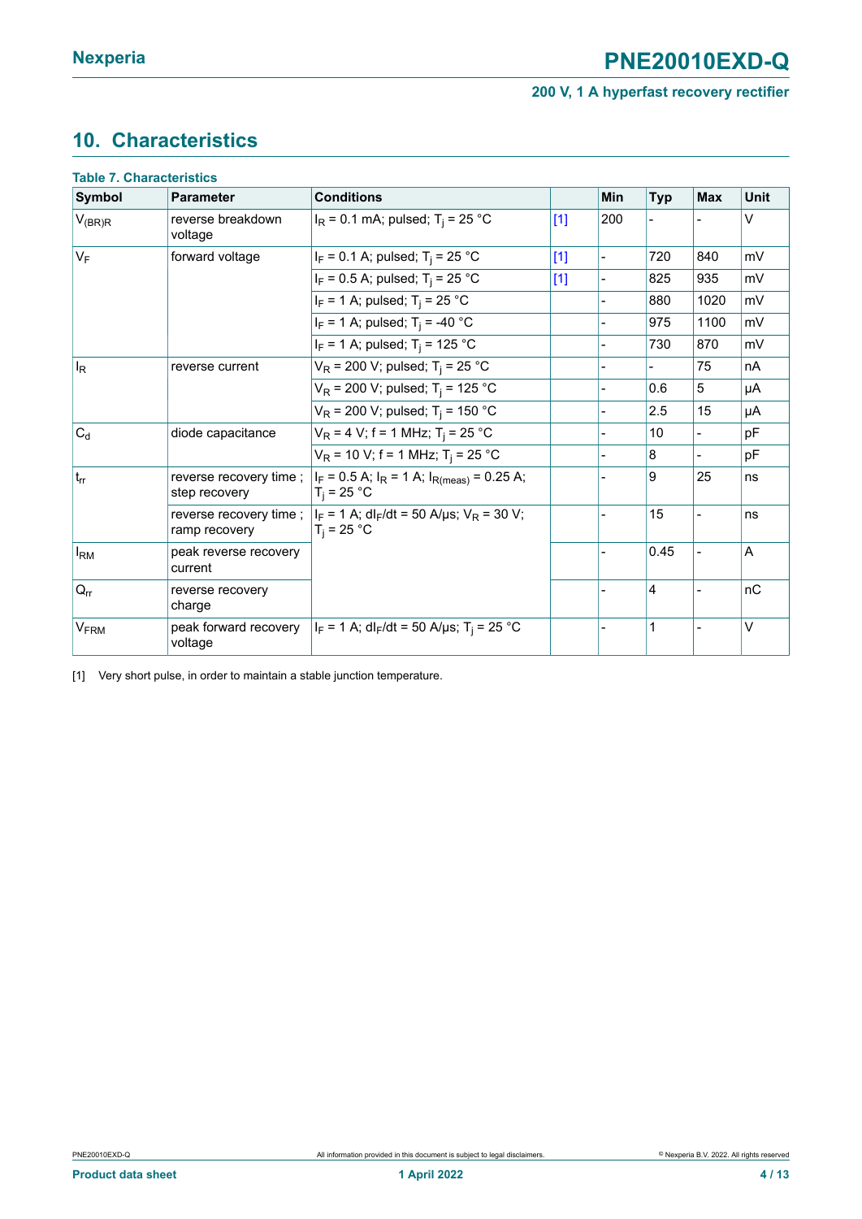## 10. Characteristics

**Table 7. Characteristics**

| Symbol | Parameter | Conditions | | Min | Typ | Max | Unit |
|---|---|---|---|---|---|---|---|
| $V_{(BR)R}$ | reverse breakdown voltage | $I_R$ = 0.1 mA; pulsed; $T_j$ = 25 °C | [1] | 200 | - | - | V |
| $V_F$ | forward voltage | $I_F$ = 0.1 A; pulsed; $T_j$ = 25 °C | [1] | - | 720 | 840 | mV |
| | | $I_F$ = 0.5 A; pulsed; $T_j$ = 25 °C | [1] | - | 825 | 935 | mV |
| | | $I_F$ = 1 A; pulsed; $T_j$ = 25 °C | | - | 880 | 1020 | mV |
| | | $I_F$ = 1 A; pulsed; $T_j$ = -40 °C | | - | 975 | 1100 | mV |
| | | $I_F$ = 1 A; pulsed; $T_j$ = 125 °C | | - | 730 | 870 | mV |
| $I_R$ | reverse current | $V_R$ = 200 V; pulsed; $T_j$ = 25 °C | | - | - | 75 | nA |
| | | $V_R$ = 200 V; pulsed; $T_j$ = 125 °C | | - | 0.6 | 5 | µA |
| | | $V_R$ = 200 V; pulsed; $T_j$ = 150 °C | | - | 2.5 | 15 | µA |
| $C_d$ | diode capacitance | $V_R$ = 4 V; f = 1 MHz; $T_j$ = 25 °C | | - | 10 | - | pF |
| | | $V_R$ = 10 V; f = 1 MHz; $T_j$ = 25 °C | | - | 8 | - | pF |
| $t_{rr}$ | reverse recovery time ; step recovery | $I_F$ = 0.5 A; $I_R$ = 1 A; $I_{R(meas)}$ = 0.25 A; $T_j$ = 25 °C | | - | 9 | 25 | ns |
| | reverse recovery time ; ramp recovery | $I_F$ = 1 A; $dI_F/dt$ = 50 A/µs; $V_R$ = 30 V; $T_j$ = 25 °C | | - | 15 | - | ns |
| $I_{RM}$ | peak reverse recovery current | | | - | 0.45 | - | A |
| $Q_{rr}$ | reverse recovery charge | | | - | 4 | - | nC |
| $V_{FRM}$ | peak forward recovery voltage | $I_F$ = 1 A; $dI_F/dt$ = 50 A/µs; $T_j$ = 25 °C | | - | 1 | - | V |

[1] Very short pulse, in order to maintain a stable junction temperature.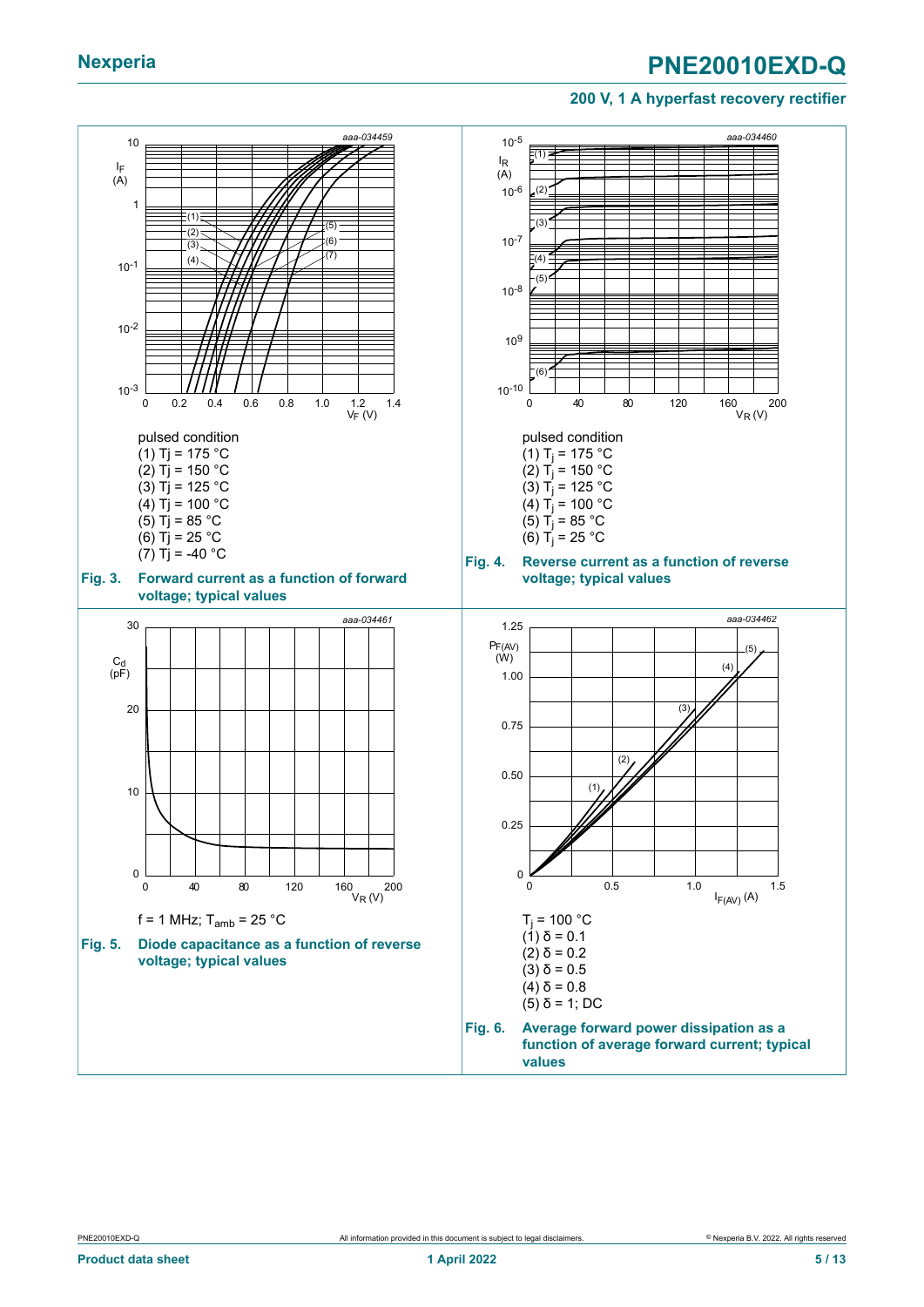pulsed condition
(1) Tj = 175 °C
(2) Tj = 150 °C
(3) Tj = 125 °C
(4) Tj = 100 °C
(5) Tj = 85 °C
(6) Tj = 25 °C
(7) Tj = -40 °C

**Fig. 3. Forward current as a function of forward voltage; typical values**

pulsed condition
(1) $T_j$ = 175 °C
(2) $T_j$ = 150 °C
(3) $T_j$ = 125 °C
(4) $T_j$ = 100 °C
(5) $T_j$ = 85 °C
(6) $T_j$ = 25 °C

**Fig. 4. Reverse current as a function of reverse voltage; typical values**

f = 1 MHz; $T_{amb}$ = 25 °C

**Fig. 5. Diode capacitance as a function of reverse voltage; typical values**

$T_j$ = 100 °C
(1) δ = 0.1
(2) δ = 0.2
(3) δ = 0.5
(4) δ = 0.8
(5) δ = 1; DC

**Fig. 6. Average forward power dissipation as a function of average forward current; typical values**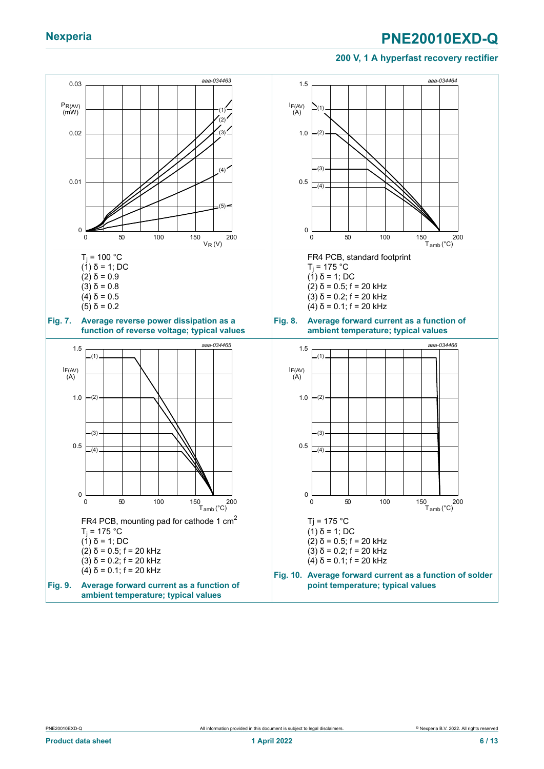$T_j$ = 100 °C
(1) δ = 1; DC
(2) δ = 0.9
(3) δ = 0.8
(4) δ = 0.5
(5) δ = 0.2

**Fig. 7. Average reverse power dissipation as a function of reverse voltage; typical values**

FR4 PCB, standard footprint
$T_j$ = 175 °C
(1) δ = 1; DC
(2) δ = 0.5; f = 20 kHz
(3) δ = 0.2; f = 20 kHz
(4) δ = 0.1; f = 20 kHz

**Fig. 8. Average forward current as a function of ambient temperature; typical values**

FR4 PCB, mounting pad for cathode 1 cm²
$T_j$ = 175 °C
(1) δ = 1; DC
(2) δ = 0.5; f = 20 kHz
(3) δ = 0.2; f = 20 kHz
(4) δ = 0.1; f = 20 kHz

**Fig. 9. Average forward current as a function of ambient temperature; typical values**

Tj = 175 °C
(1) δ = 1; DC
(2) δ = 0.5; f = 20 kHz
(3) δ = 0.2; f = 20 kHz
(4) δ = 0.1; f = 20 kHz

**Fig. 10. Average forward current as a function of solder point temperature; typical values**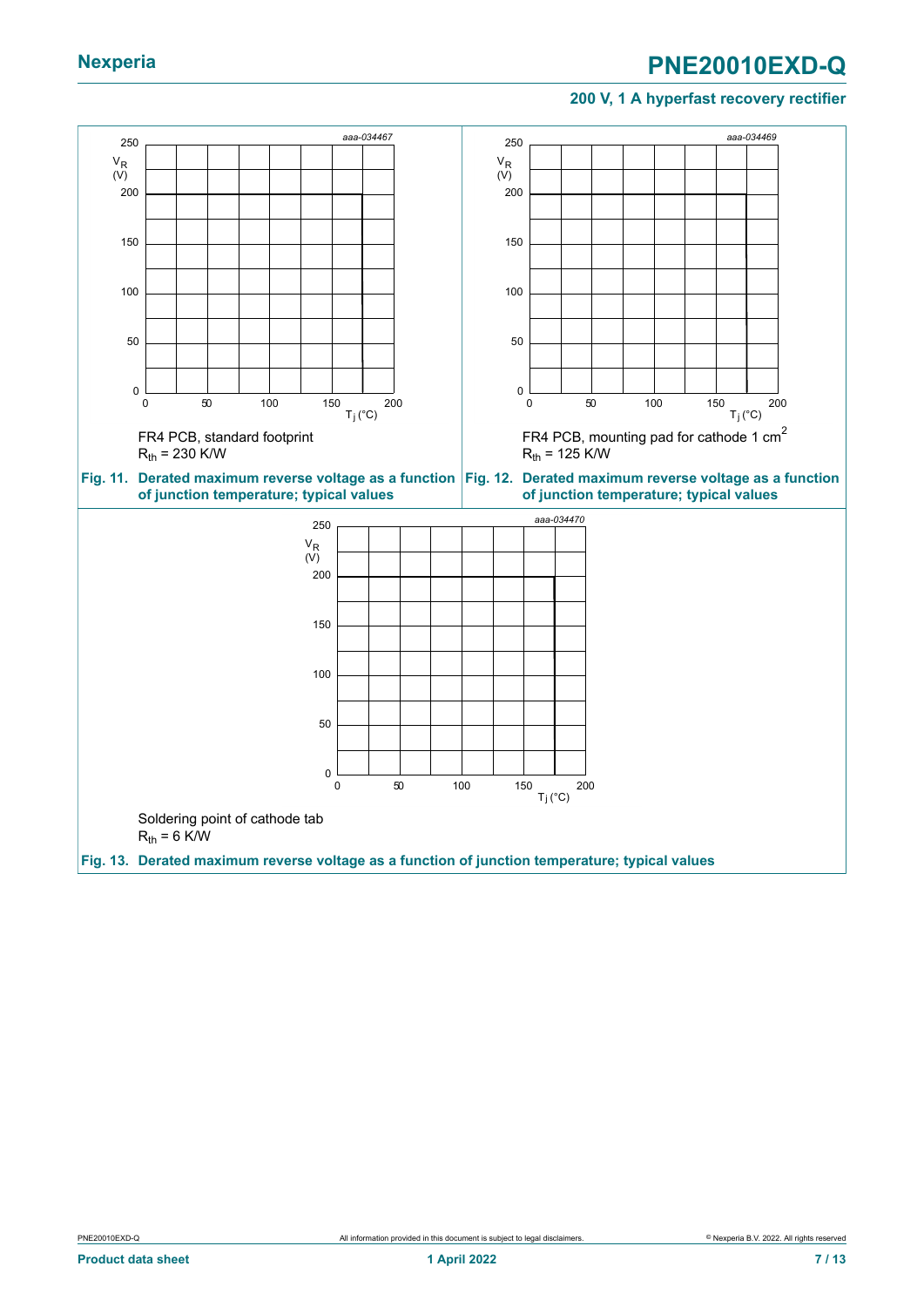FR4 PCB, standard footprint
$R_{th}$ = 230 K/W

**Fig. 11. Derated maximum reverse voltage as a function of junction temperature; typical values**

FR4 PCB, mounting pad for cathode 1 $cm^2$
$R_{th}$ = 125 K/W

**Fig. 12. Derated maximum reverse voltage as a function of junction temperature; typical values**

Soldering point of cathode tab
$R_{th}$ = 6 K/W

**Fig. 13. Derated maximum reverse voltage as a function of junction temperature; typical values**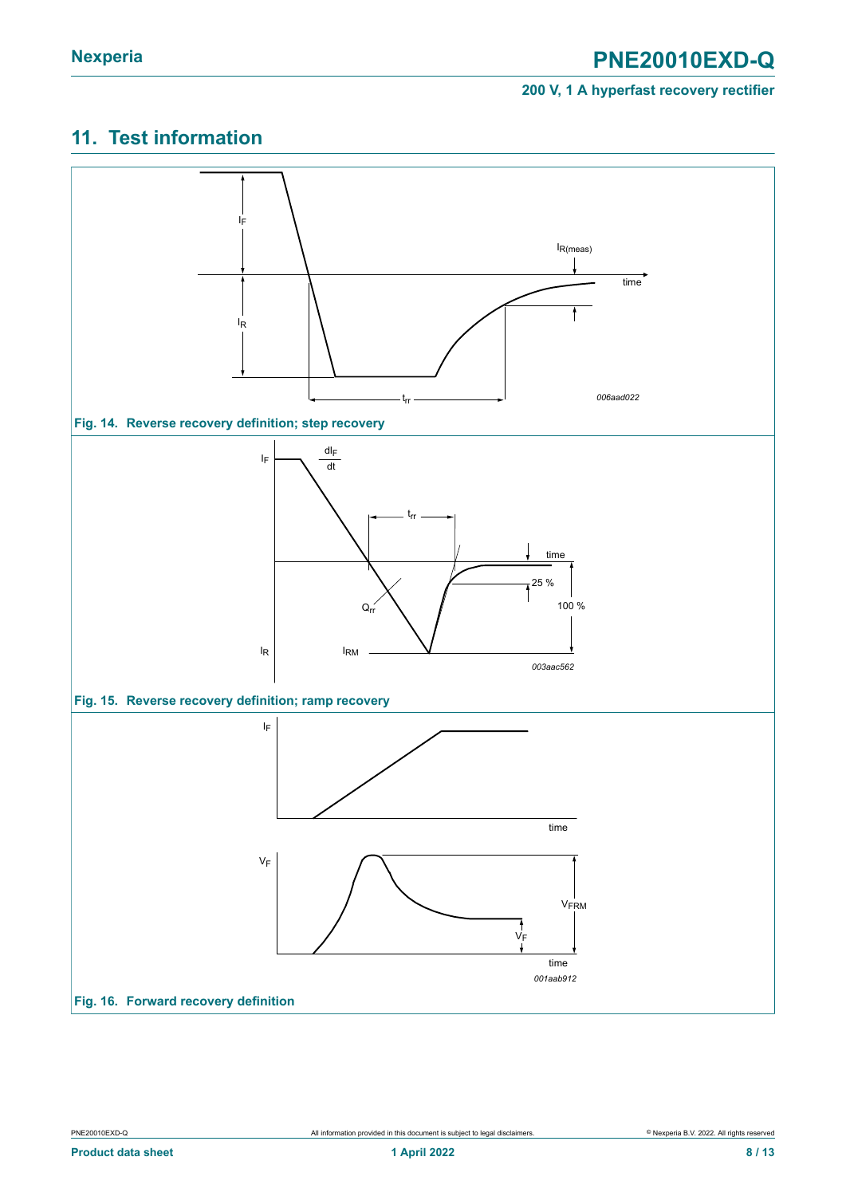## 11. Test information

Fig. 14. Reverse recovery definition; step recovery

Fig. 15. Reverse recovery definition; ramp recovery

Fig. 16. Forward recovery definition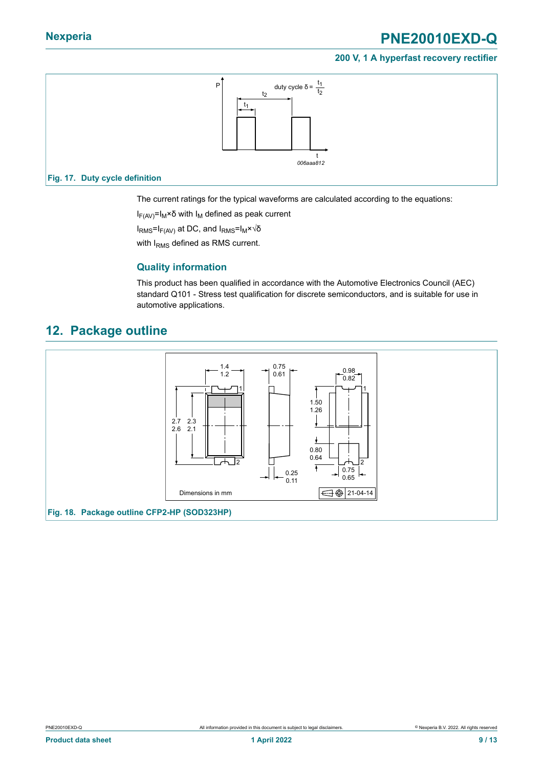Fig. 17. Duty cycle definition

The current ratings for the typical waveforms are calculated according to the equations:

$I_{F(AV)}=I_M \times \delta$ with $I_M$ defined as peak current

$I_{RMS}=I_{F(AV)}$ at DC, and $I_{RMS}=I_M \times \sqrt{\delta}$

with $I_{RMS}$ defined as RMS current.

### Quality information

This product has been qualified in accordance with the Automotive Electronics Council (AEC) standard Q101 - Stress test qualification for discrete semiconductors, and is suitable for use in automotive applications.

## 12. Package outline

Fig. 18. Package outline CFP2-HP (SOD323HP)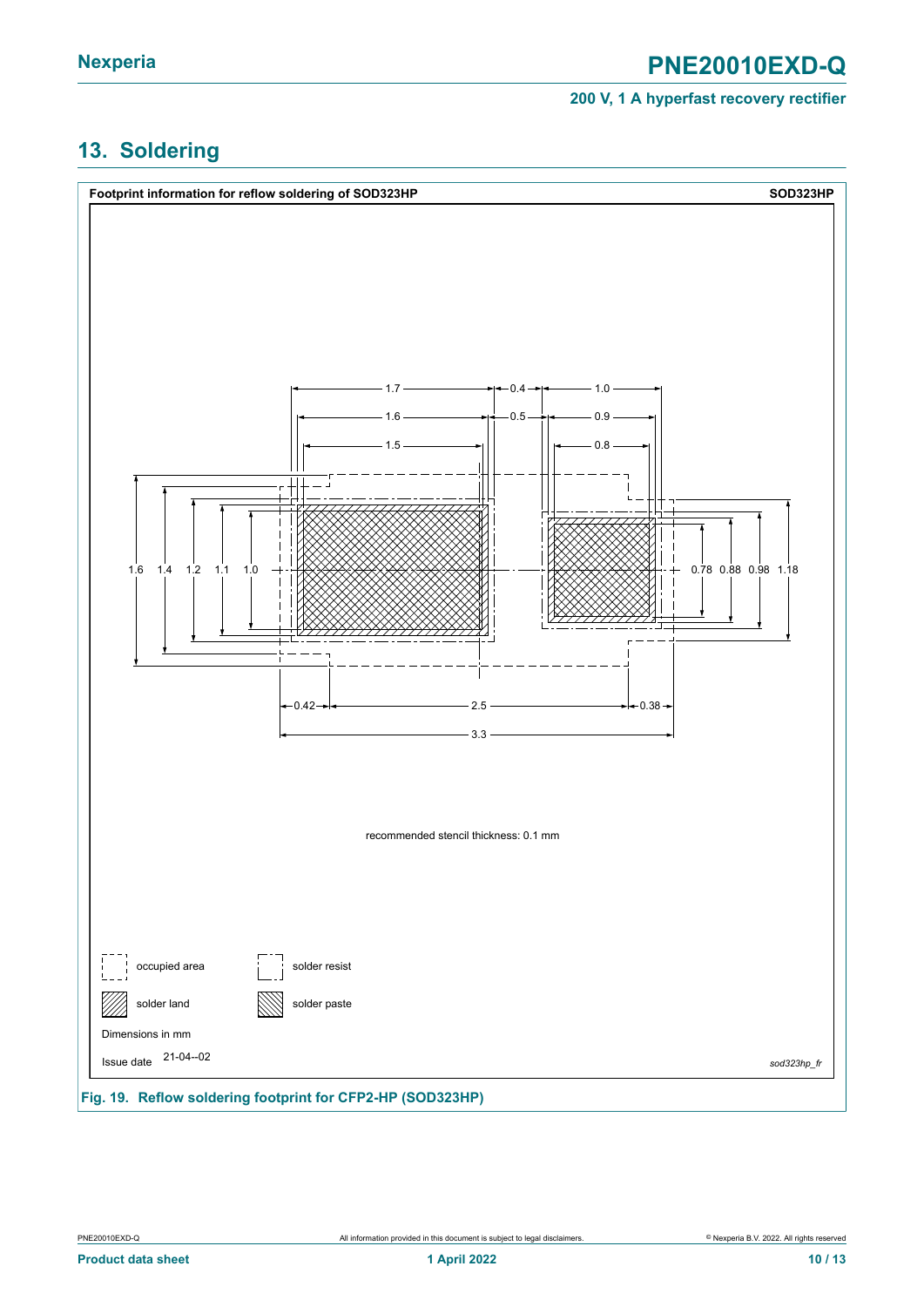## 13. Soldering

**Footprint information for reflow soldering of SOD323HP** — SOD323HP

1.7 — 0.4 — 1.0

1.6 — 0.5 — 0.9

1.5 — 0.8

1.6 1.4 1.2 1.1 1.0 — 0.78 0.88 0.98 1.18

0.42 — 2.5 — 0.38

3.3

recommended stencil thickness: 0.1 mm

occupied area — solder resist

solder land — solder paste

Dimensions in mm

Issue date 21-04--02

*sod323hp_fr*

**Fig. 19. Reflow soldering footprint for CFP2-HP (SOD323HP)**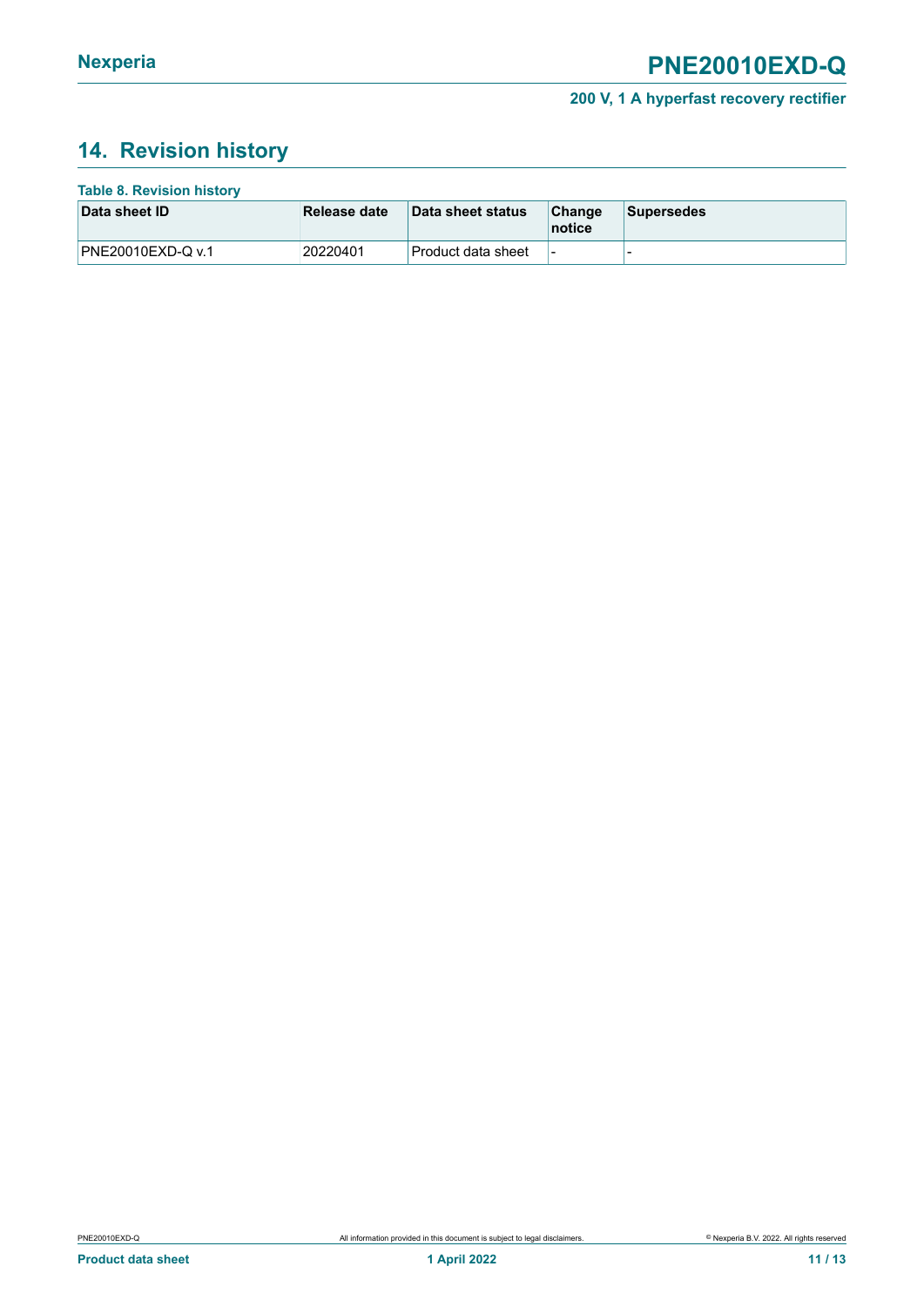## 14. Revision history

**Table 8. Revision history**

| Data sheet ID | Release date | Data sheet status | Change notice | Supersedes |
|---|---|---|---|---|
| PNE20010EXD-Q v.1 | 20220401 | Product data sheet | - | - |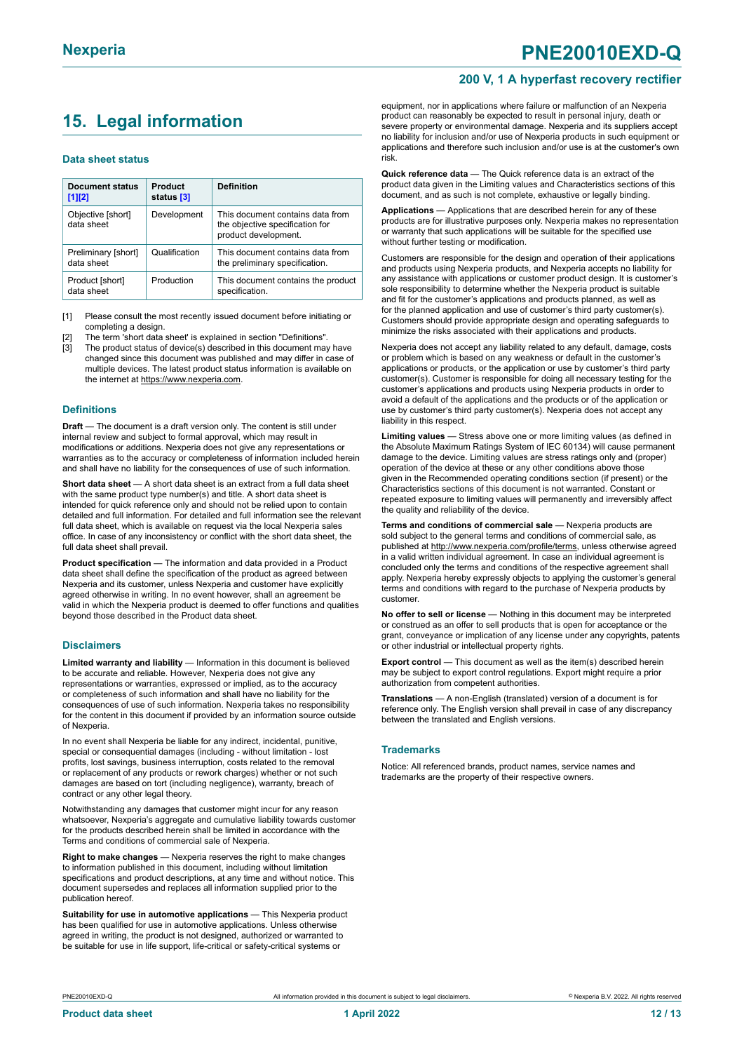# 15. Legal information

### Data sheet status

| Document status [1][2] | Product status [3] | Definition |
|---|---|---|
| Objective [short] data sheet | Development | This document contains data from the objective specification for product development. |
| Preliminary [short] data sheet | Qualification | This document contains data from the preliminary specification. |
| Product [short] data sheet | Production | This document contains the product specification. |

[1] Please consult the most recently issued document before initiating or completing a design.
[2] The term 'short data sheet' is explained in section "Definitions".
[3] The product status of device(s) described in this document may have changed since this document was published and may differ in case of multiple devices. The latest product status information is available on the internet at https://www.nexperia.com.

### Definitions

**Draft** — The document is a draft version only. The content is still under internal review and subject to formal approval, which may result in modifications or additions. Nexperia does not give any representations or warranties as to the accuracy or completeness of information included herein and shall have no liability for the consequences of use of such information.

**Short data sheet** — A short data sheet is an extract from a full data sheet with the same product type number(s) and title. A short data sheet is intended for quick reference only and should not be relied upon to contain detailed and full information. For detailed and full information see the relevant full data sheet, which is available on request via the local Nexperia sales office. In case of any inconsistency or conflict with the short data sheet, the full data sheet shall prevail.

**Product specification** — The information and data provided in a Product data sheet shall define the specification of the product as agreed between Nexperia and its customer, unless Nexperia and customer have explicitly agreed otherwise in writing. In no event however, shall an agreement be valid in which the Nexperia product is deemed to offer functions and qualities beyond those described in the Product data sheet.

### Disclaimers

**Limited warranty and liability** — Information in this document is believed to be accurate and reliable. However, Nexperia does not give any representations or warranties, expressed or implied, as to the accuracy or completeness of such information and shall have no liability for the consequences of use of such information. Nexperia takes no responsibility for the content in this document if provided by an information source outside of Nexperia.

In no event shall Nexperia be liable for any indirect, incidental, punitive, special or consequential damages (including - without limitation - lost profits, lost savings, business interruption, costs related to the removal or replacement of any products or rework charges) whether or not such damages are based on tort (including negligence), warranty, breach of contract or any other legal theory.

Notwithstanding any damages that customer might incur for any reason whatsoever, Nexperia's aggregate and cumulative liability towards customer for the products described herein shall be limited in accordance with the Terms and conditions of commercial sale of Nexperia.

**Right to make changes** — Nexperia reserves the right to make changes to information published in this document, including without limitation specifications and product descriptions, at any time and without notice. This document supersedes and replaces all information supplied prior to the publication hereof.

**Suitability for use in automotive applications** — This Nexperia product has been qualified for use in automotive applications. Unless otherwise agreed in writing, the product is not designed, authorized or warranted to be suitable for use in life support, life-critical or safety-critical systems or equipment, nor in applications where failure or malfunction of an Nexperia product can reasonably be expected to result in personal injury, death or severe property or environmental damage. Nexperia and its suppliers accept no liability for inclusion and/or use of Nexperia products in such equipment or applications and therefore such inclusion and/or use is at the customer's own risk.

**Quick reference data** — The Quick reference data is an extract of the product data given in the Limiting values and Characteristics sections of this document, and as such is not complete, exhaustive or legally binding.

**Applications** — Applications that are described herein for any of these products are for illustrative purposes only. Nexperia makes no representation or warranty that such applications will be suitable for the specified use without further testing or modification.

Customers are responsible for the design and operation of their applications and products using Nexperia products, and Nexperia accepts no liability for any assistance with applications or customer product design. It is customer's sole responsibility to determine whether the Nexperia product is suitable and fit for the customer's applications and products planned, as well as for the planned application and use of customer's third party customer(s). Customers should provide appropriate design and operating safeguards to minimize the risks associated with their applications and products.

Nexperia does not accept any liability related to any default, damage, costs or problem which is based on any weakness or default in the customer's applications or products, or the application or use by customer's third party customer(s). Customer is responsible for doing all necessary testing for the customer's applications and products using Nexperia products in order to avoid a default of the applications and the products or of the application or use by customer's third party customer(s). Nexperia does not accept any liability in this respect.

**Limiting values** — Stress above one or more limiting values (as defined in the Absolute Maximum Ratings System of IEC 60134) will cause permanent damage to the device. Limiting values are stress ratings only and (proper) operation of the device at these or any other conditions above those given in the Recommended operating conditions section (if present) or the Characteristics sections of this document is not warranted. Constant or repeated exposure to limiting values will permanently and irreversibly affect the quality and reliability of the device.

**Terms and conditions of commercial sale** — Nexperia products are sold subject to the general terms and conditions of commercial sale, as published at http://www.nexperia.com/profile/terms, unless otherwise agreed in a valid written individual agreement. In case an individual agreement is concluded only the terms and conditions of the respective agreement shall apply. Nexperia hereby expressly objects to applying the customer's general terms and conditions with regard to the purchase of Nexperia products by customer.

**No offer to sell or license** — Nothing in this document may be interpreted or construed as an offer to sell products that is open for acceptance or the grant, conveyance or implication of any license under any copyrights, patents or other industrial or intellectual property rights.

**Export control** — This document as well as the item(s) described herein may be subject to export control regulations. Export might require a prior authorization from competent authorities.

**Translations** — A non-English (translated) version of a document is for reference only. The English version shall prevail in case of any discrepancy between the translated and English versions.

### Trademarks

Notice: All referenced brands, product names, service names and trademarks are the property of their respective owners.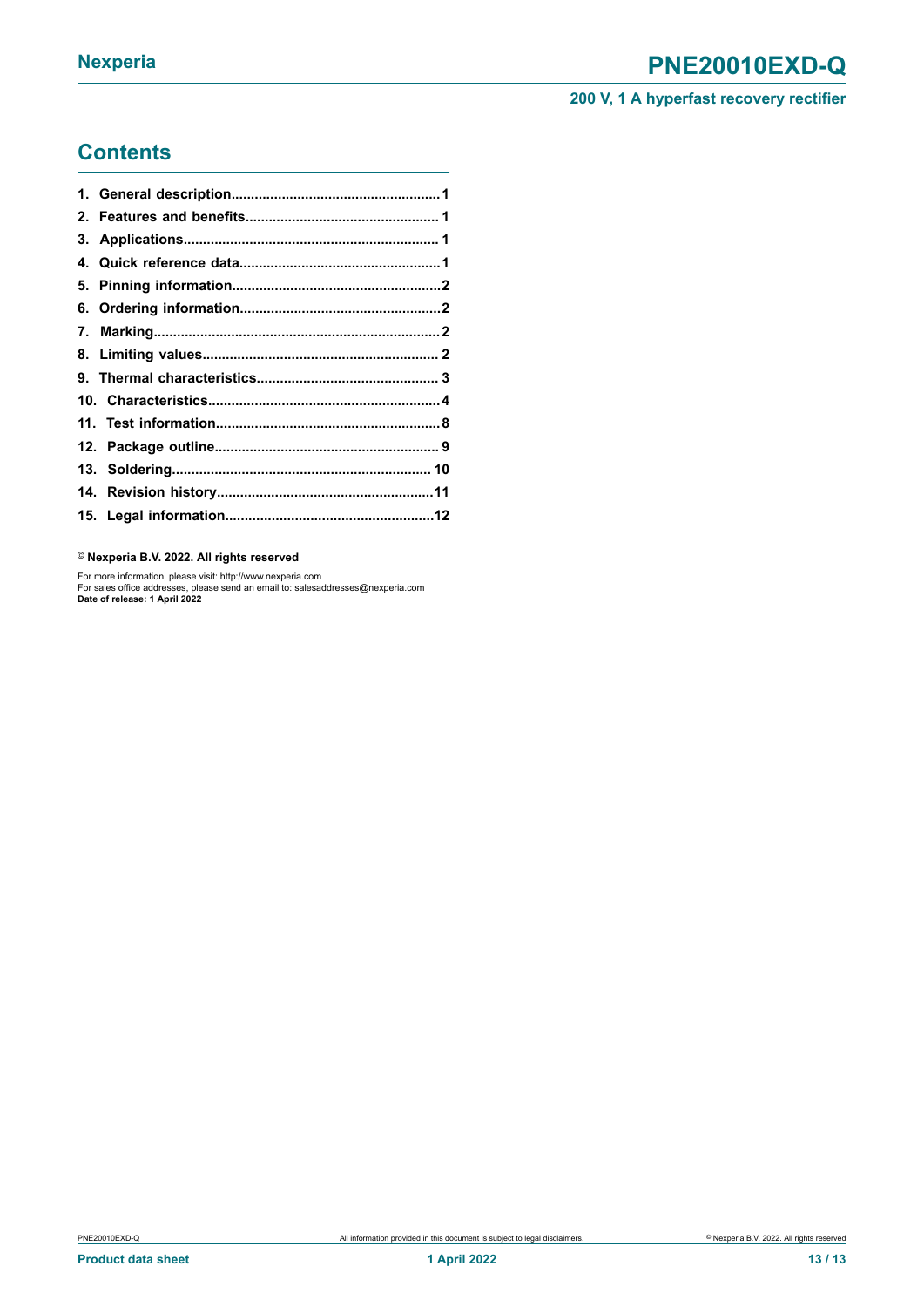## Contents

1. General description.....................................................1
2. Features and benefits.................................................1
3. Applications.................................................................1
4. Quick reference data...................................................1
5. Pinning information.....................................................2
6. Ordering information...................................................2
7. Marking.........................................................................2
8. Limiting values.............................................................2
9. Thermal characteristics...............................................3
10. Characteristics...........................................................4
11. Test information..........................................................8
12. Package outline..........................................................9
13. Soldering..................................................................10
14. Revision history.......................................................11
15. Legal information.....................................................12

**© Nexperia B.V. 2022. All rights reserved**

For more information, please visit: http://www.nexperia.com
For sales office addresses, please send an email to: salesaddresses@nexperia.com
**Date of release: 1 April 2022**